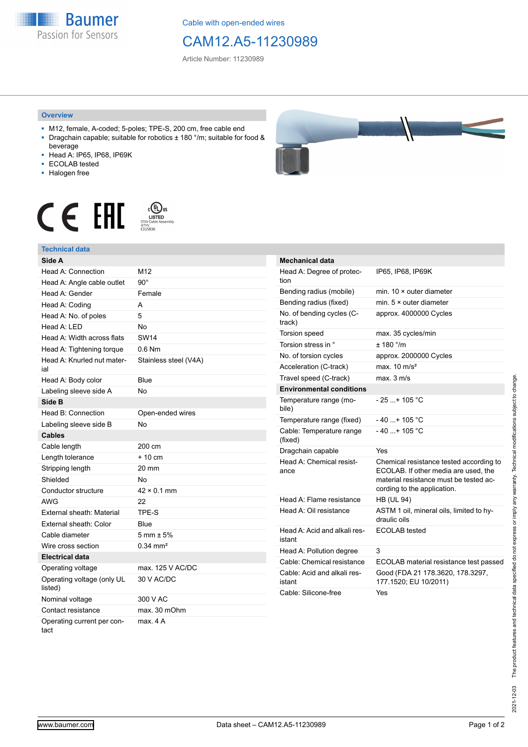Cable with open-ended wires

# CAM12.A5-11230989

Article Number: 11230989

## Overview

- M12, female, A-coded; 5-poles; TPE-S, 200 cm, free cable end
- Dragchain capable; suitable for robotics ± 180 °/m; suitable for food & beverage
- Head A: IP65, IP68, IP69K
- ECOLAB tested
- Halogen free

## Technical data

| **Side A** | |
|---|---|
| Head A: Connection | M12 |
| Head A: Angle cable outlet | 90° |
| Head A: Gender | Female |
| Head A: Coding | A |
| Head A: No. of poles | 5 |
| Head A: LED | No |
| Head A: Width across flats | SW14 |
| Head A: Tightening torque | 0.6 Nm |
| Head A: Knurled nut material | Stainless steel (V4A) |
| Head A: Body color | Blue |
| Labeling sleeve side A | No |
| **Side B** | |
| Head B: Connection | Open-ended wires |
| Labeling sleeve side B | No |
| **Cables** | |
| Cable length | 200 cm |
| Length tolerance | + 10 cm |
| Stripping length | 20 mm |
| Shielded | No |
| Conductor structure | 42 × 0.1 mm |
| AWG | 22 |
| External sheath: Material | TPE-S |
| External sheath: Color | Blue |
| Cable diameter | 5 mm ± 5% |
| Wire cross section | 0.34 mm² |
| **Electrical data** | |
| Operating voltage | max. 125 V AC/DC |
| Operating voltage (only UL listed) | 30 V AC/DC |
| Nominal voltage | 300 V AC |
| Contact resistance | max. 30 mOhm |
| Operating current per contact | max. 4 A |

| **Mechanical data** | |
|---|---|
| Head A: Degree of protection | IP65, IP68, IP69K |
| Bending radius (mobile) | min. 10 × outer diameter |
| Bending radius (fixed) | min. 5 × outer diameter |
| No. of bending cycles (C-track) | approx. 4000000 Cycles |
| Torsion speed | max. 35 cycles/min |
| Torsion stress in ° | ± 180 °/m |
| No. of torsion cycles | approx. 2000000 Cycles |
| Acceleration (C-track) | max. 10 m/s² |
| Travel speed (C-track) | max. 3 m/s |
| **Environmental conditions** | |
| Temperature range (mobile) | - 25 ...+ 105 °C |
| Temperature range (fixed) | - 40 ...+ 105 °C |
| Cable: Temperature range (fixed) | - 40 ...+ 105 °C |
| Dragchain capable | Yes |
| Head A: Chemical resistance | Chemical resistance tested according to ECOLAB. If other media are used, the material resistance must be tested according to the application. |
| Head A: Flame resistance | HB (UL 94) |
| Head A: Oil resistance | ASTM 1 oil, mineral oils, limited to hydraulic oils |
| Head A: Acid and alkali resistant | ECOLAB tested |
| Head A: Pollution degree | 3 |
| Cable: Chemical resistance | ECOLAB material resistance test passed |
| Cable: Acid and alkali resistant | Good (FDA 21 178.3620, 178.3297, 177.1520; EU 10/2011) |
| Cable: Silicone-free | Yes |

2021-12-03 The product features and technical data specified do not express or imply any warranty. Technical modifications subject to change.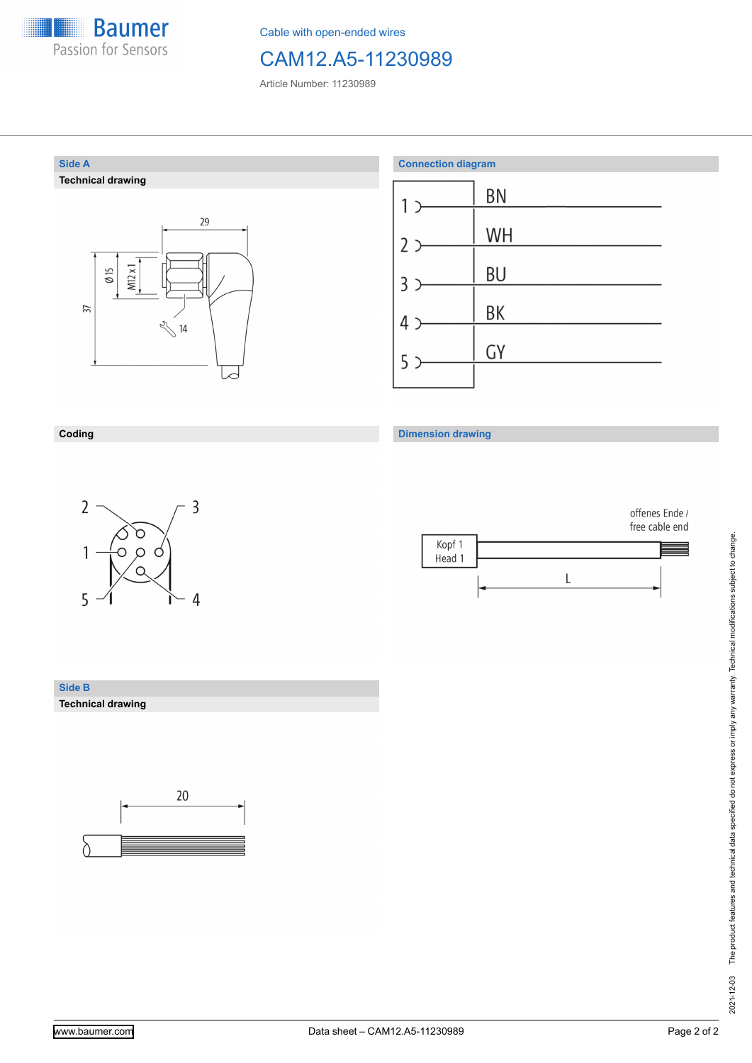Cable with open-ended wires

# CAM12.A5-11230989

Article Number: 11230989

## Side A

### Technical drawing

29

Ø15

M12 x 1

37

14

## Connection diagram

1 BN
2 WH
3 BU
4 BK
5 GY

### Coding

2
3
1
5
4

## Dimension drawing

offenes Ende / free cable end

Kopf 1
Head 1

L

## Side B

### Technical drawing

20

2021-12-03 The product features and technical data specified do not express or imply any warranty. Technical modifications subject to change.

www.baumer.com

Data sheet – CAM12.A5-11230989